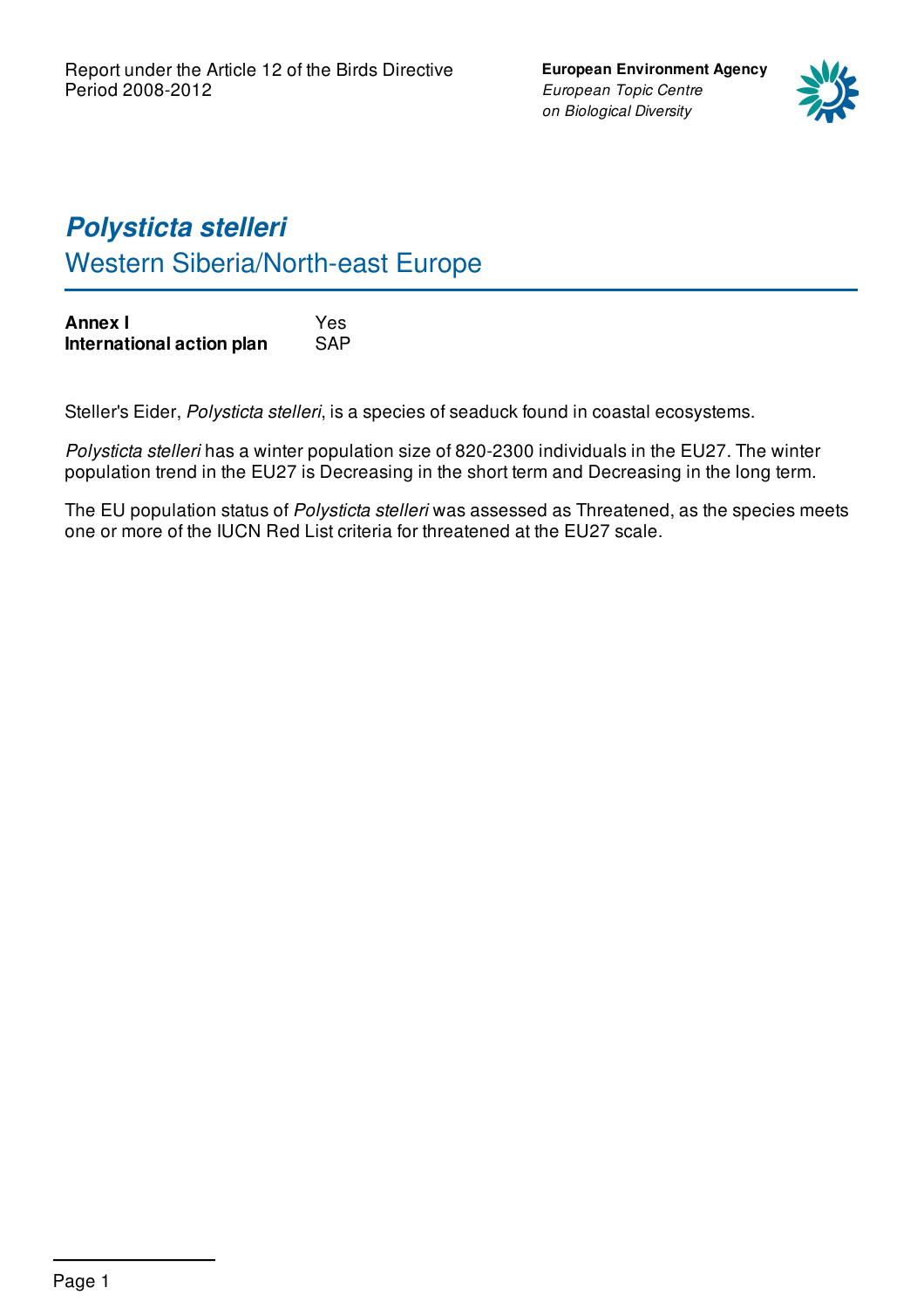Report under the Article 12 of the Birds Directive
Period 2008-2012

**European Environment Agency**
*European Topic Centre on Biological Diversity*

# *Polysticta stelleri*

## Western Siberia/North-east Europe

| | |
|---|---|
| **Annex I** | Yes |
| **International action plan** | SAP |

Steller's Eider, *Polysticta stelleri*, is a species of seaduck found in coastal ecosystems.

*Polysticta stelleri* has a winter population size of 820-2300 individuals in the EU27. The winter population trend in the EU27 is Decreasing in the short term and Decreasing in the long term.

The EU population status of *Polysticta stelleri* was assessed as Threatened, as the species meets one or more of the IUCN Red List criteria for threatened at the EU27 scale.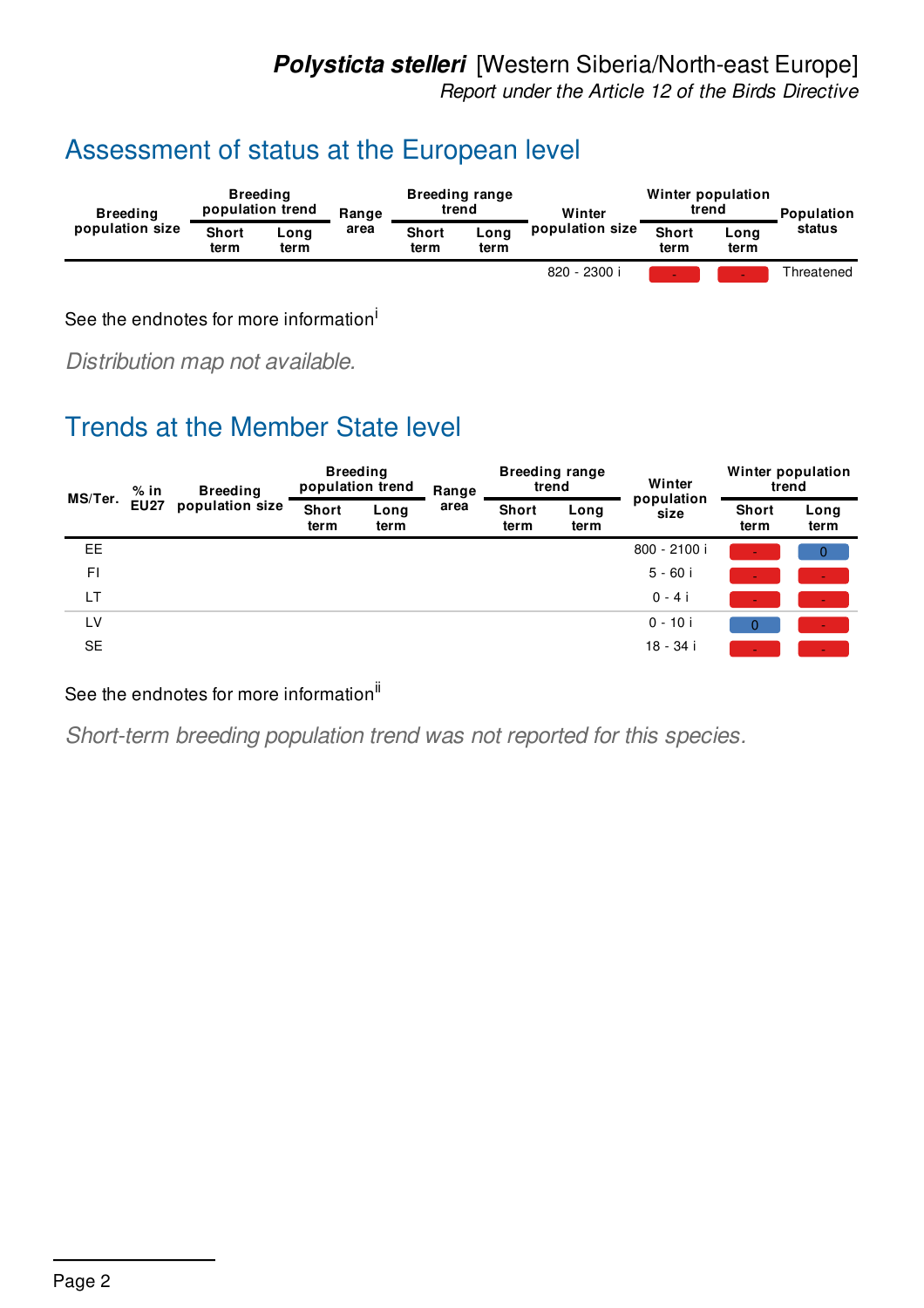**Polysticta stelleri** [Western Siberia/North-east Europe]

*Report under the Article 12 of the Birds Directive*

## Assessment of status at the European level

| Breeding population size | Breeding population trend | | Range area | Breeding range trend | | Winter population size | Winter population trend | | Population status |
|---|---|---|---|---|---|---|---|---|---|
| | Short term | Long term | | Short term | Long term | | Short term | Long term | |
| | | | | | | 820 - 2300 i | - | - | Threatened |

See the endnotes for more information[i]

*Distribution map not available.*

## Trends at the Member State level

| MS/Ter. | % in EU27 | Breeding population size | Breeding population trend | | Range area | Breeding range trend | | Winter population size | Winter population trend | |
|---|---|---|---|---|---|---|---|---|---|---|
| | | | Short term | Long term | | Short term | Long term | | Short term | Long term |
| EE | | | | | | | | 800 - 2100 i | - | 0 |
| FI | | | | | | | | 5 - 60 i | - | - |
| LT | | | | | | | | 0 - 4 i | - | - |
| LV | | | | | | | | 0 - 10 i | 0 | - |
| SE | | | | | | | | 18 - 34 i | - | - |

See the endnotes for more information[ii]

*Short-term breeding population trend was not reported for this species.*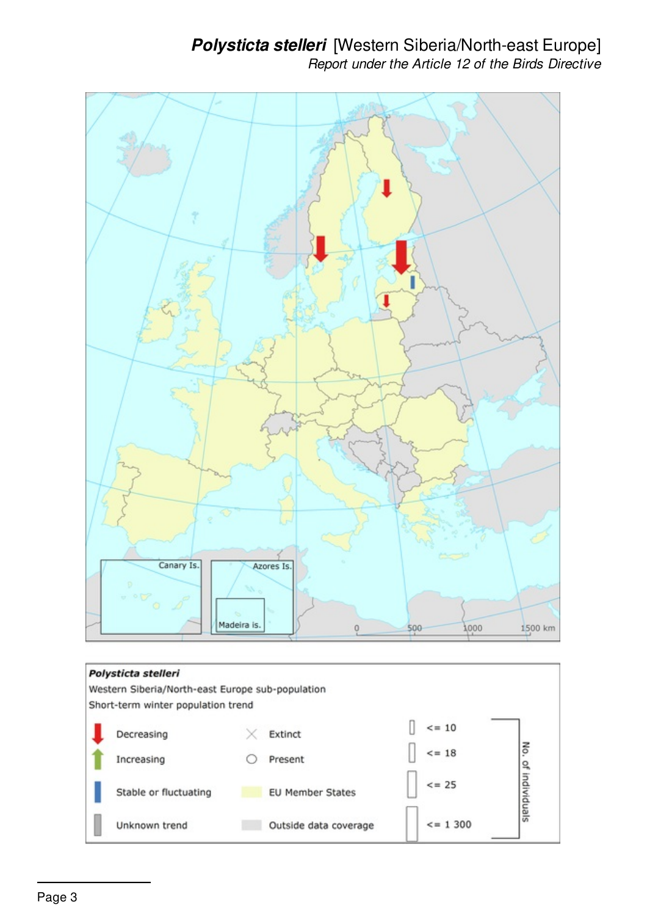**_Polysticta stelleri_** [Western Siberia/North-east Europe]
_Report under the Article 12 of the Birds Directive_

Canary Is.

Azores Is.

Madeira is.

0 500 1000 1500 km

**_Polysticta stelleri_**

Western Siberia/North-east Europe sub-population

Short-term winter population trend

| | | | | | |
|---|---|---|---|---|---|
| Decreasing | Extinct | <= 10 | No. of individuals |
| Increasing | Present | <= 18 | |
| Stable or fluctuating | EU Member States | <= 25 | |
| Unknown trend | Outside data coverage | <= 1 300 | |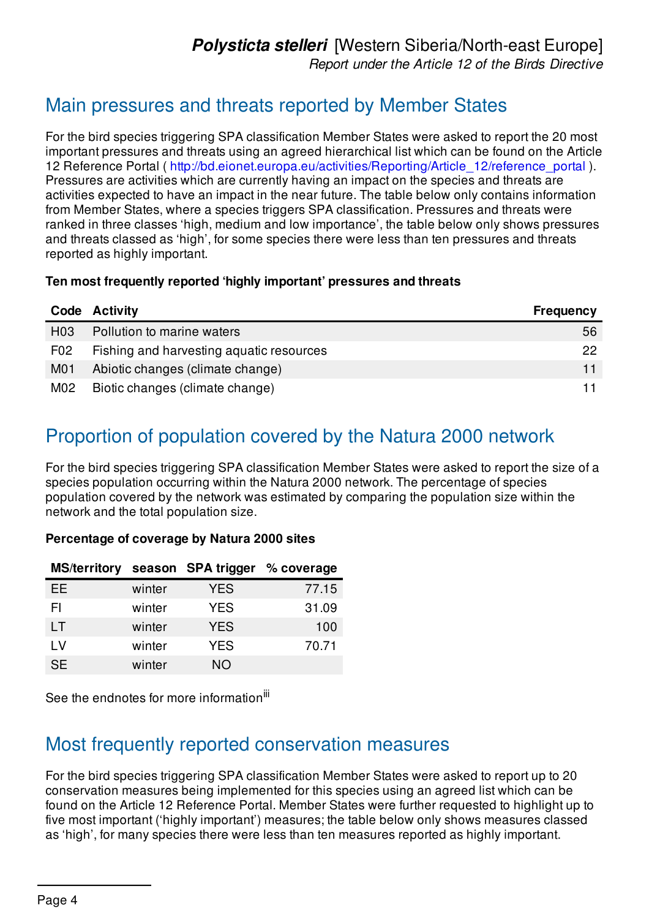## Main pressures and threats reported by Member States

For the bird species triggering SPA classification Member States were asked to report the 20 most important pressures and threats using an agreed hierarchical list which can be found on the Article 12 Reference Portal ( http://bd.eionet.europa.eu/activities/Reporting/Article_12/reference_portal ). Pressures are activities which are currently having an impact on the species and threats are activities expected to have an impact in the near future. The table below only contains information from Member States, where a species triggers SPA classification. Pressures and threats were ranked in three classes 'high, medium and low importance', the table below only shows pressures and threats classed as 'high', for some species there were less than ten pressures and threats reported as highly important.

**Ten most frequently reported 'highly important' pressures and threats**

| Code | Activity | Frequency |
|---|---|---|
| H03 | Pollution to marine waters | 56 |
| F02 | Fishing and harvesting aquatic resources | 22 |
| M01 | Abiotic changes (climate change) | 11 |
| M02 | Biotic changes (climate change) | 11 |

## Proportion of population covered by the Natura 2000 network

For the bird species triggering SPA classification Member States were asked to report the size of a species population occurring within the Natura 2000 network. The percentage of species population covered by the network was estimated by comparing the population size within the network and the total population size.

**Percentage of coverage by Natura 2000 sites**

| MS/territory | season | SPA trigger | % coverage |
|---|---|---|---|
| EE | winter | YES | 77.15 |
| FI | winter | YES | 31.09 |
| LT | winter | YES | 100 |
| LV | winter | YES | 70.71 |
| SE | winter | NO | |

See the endnotes for more information[iii]

## Most frequently reported conservation measures

For the bird species triggering SPA classification Member States were asked to report up to 20 conservation measures being implemented for this species using an agreed list which can be found on the Article 12 Reference Portal. Member States were further requested to highlight up to five most important ('highly important') measures; the table below only shows measures classed as 'high', for many species there were less than ten measures reported as highly important.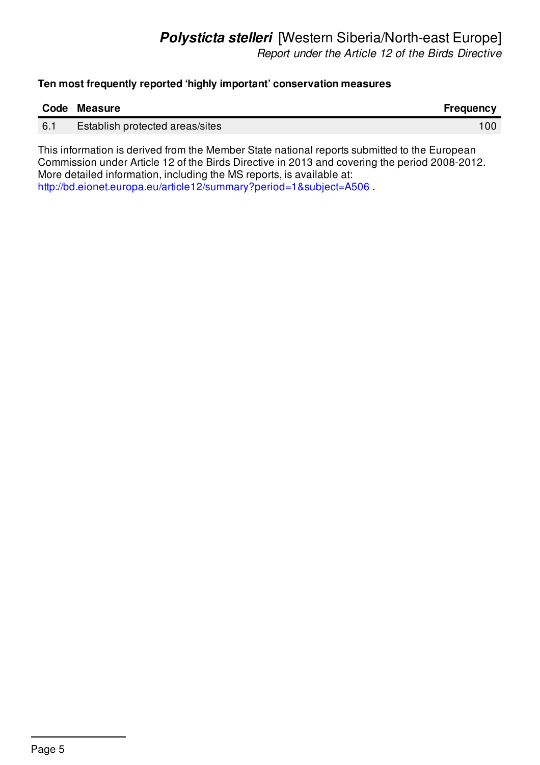**Ten most frequently reported ‘highly important’ conservation measures**

| Code | Measure | Frequency |
|---|---|---|
| 6.1 | Establish protected areas/sites | 100 |

This information is derived from the Member State national reports submitted to the European Commission under Article 12 of the Birds Directive in 2013 and covering the period 2008-2012. More detailed information, including the MS reports, is available at:
http://bd.eionet.europa.eu/article12/summary?period=1&subject=A506 .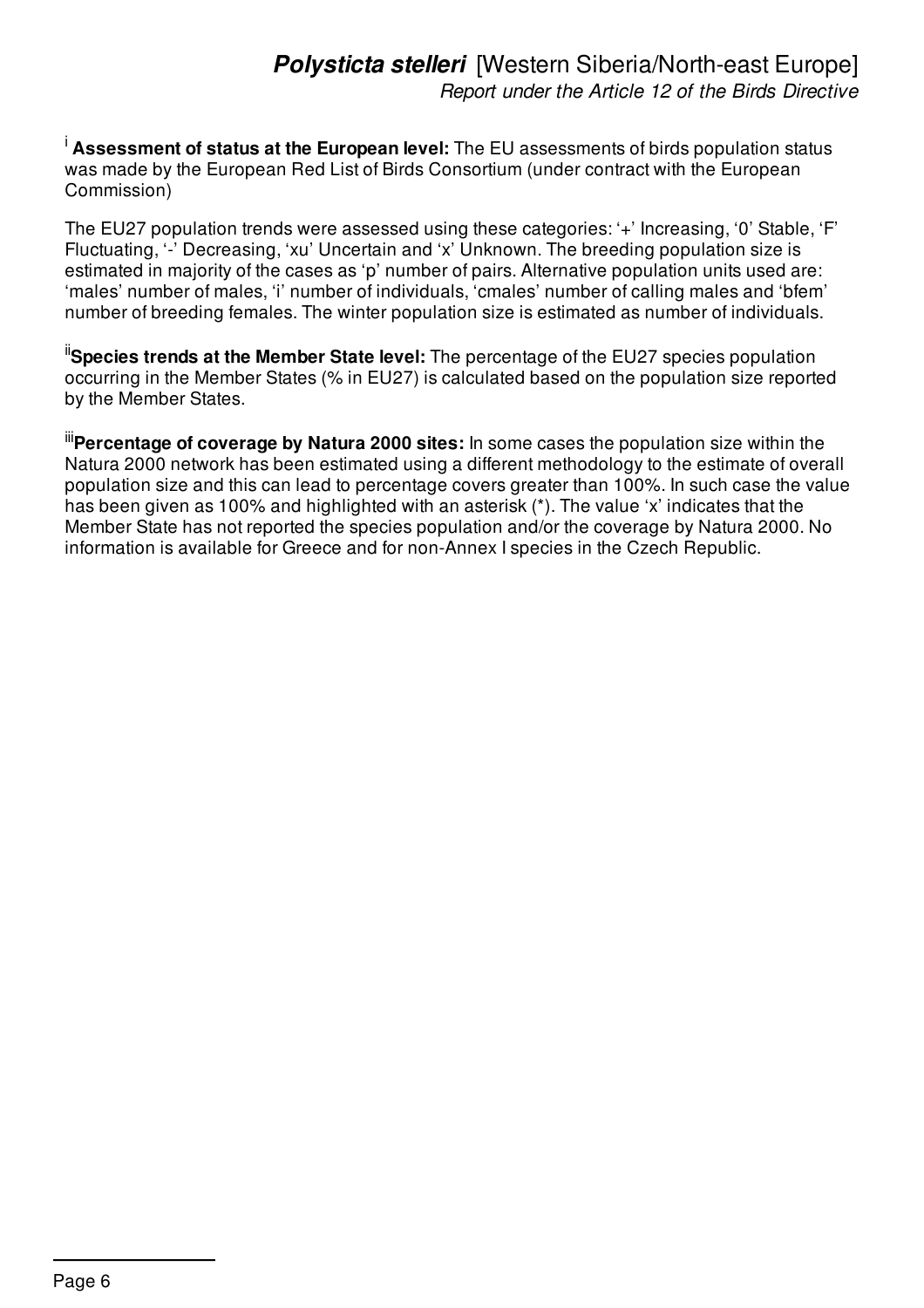[i] **Assessment of status at the European level:** The EU assessments of birds population status was made by the European Red List of Birds Consortium (under contract with the European Commission)

The EU27 population trends were assessed using these categories: '+' Increasing, '0' Stable, 'F' Fluctuating, '-' Decreasing, 'xu' Uncertain and 'x' Unknown. The breeding population size is estimated in majority of the cases as 'p' number of pairs. Alternative population units used are: 'males' number of males, 'i' number of individuals, 'cmales' number of calling males and 'bfem' number of breeding females. The winter population size is estimated as number of individuals.

[ii] **Species trends at the Member State level:** The percentage of the EU27 species population occurring in the Member States (% in EU27) is calculated based on the population size reported by the Member States.

[iii] **Percentage of coverage by Natura 2000 sites:** In some cases the population size within the Natura 2000 network has been estimated using a different methodology to the estimate of overall population size and this can lead to percentage covers greater than 100%. In such case the value has been given as 100% and highlighted with an asterisk (*). The value 'x' indicates that the Member State has not reported the species population and/or the coverage by Natura 2000. No information is available for Greece and for non-Annex I species in the Czech Republic.